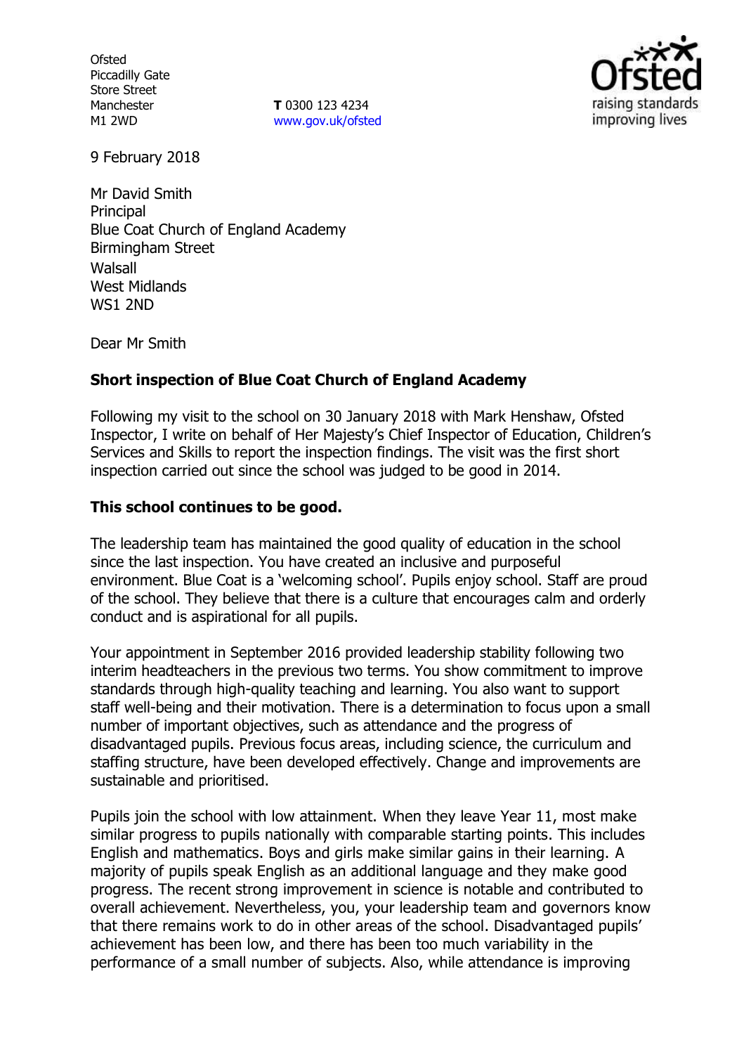Ofsted
Piccadilly Gate
Store Street
Manchester
M1 2WD

**T** 0300 123 4234
www.gov.uk/ofsted

9 February 2018

Mr David Smith
Principal
Blue Coat Church of England Academy
Birmingham Street
Walsall
West Midlands
WS1 2ND

Dear Mr Smith

**Short inspection of Blue Coat Church of England Academy**

Following my visit to the school on 30 January 2018 with Mark Henshaw, Ofsted Inspector, I write on behalf of Her Majesty's Chief Inspector of Education, Children's Services and Skills to report the inspection findings. The visit was the first short inspection carried out since the school was judged to be good in 2014.

**This school continues to be good.**

The leadership team has maintained the good quality of education in the school since the last inspection. You have created an inclusive and purposeful environment. Blue Coat is a 'welcoming school'. Pupils enjoy school. Staff are proud of the school. They believe that there is a culture that encourages calm and orderly conduct and is aspirational for all pupils.

Your appointment in September 2016 provided leadership stability following two interim headteachers in the previous two terms. You show commitment to improve standards through high-quality teaching and learning. You also want to support staff well-being and their motivation. There is a determination to focus upon a small number of important objectives, such as attendance and the progress of disadvantaged pupils. Previous focus areas, including science, the curriculum and staffing structure, have been developed effectively. Change and improvements are sustainable and prioritised.

Pupils join the school with low attainment. When they leave Year 11, most make similar progress to pupils nationally with comparable starting points. This includes English and mathematics. Boys and girls make similar gains in their learning. A majority of pupils speak English as an additional language and they make good progress. The recent strong improvement in science is notable and contributed to overall achievement. Nevertheless, you, your leadership team and governors know that there remains work to do in other areas of the school. Disadvantaged pupils' achievement has been low, and there has been too much variability in the performance of a small number of subjects. Also, while attendance is improving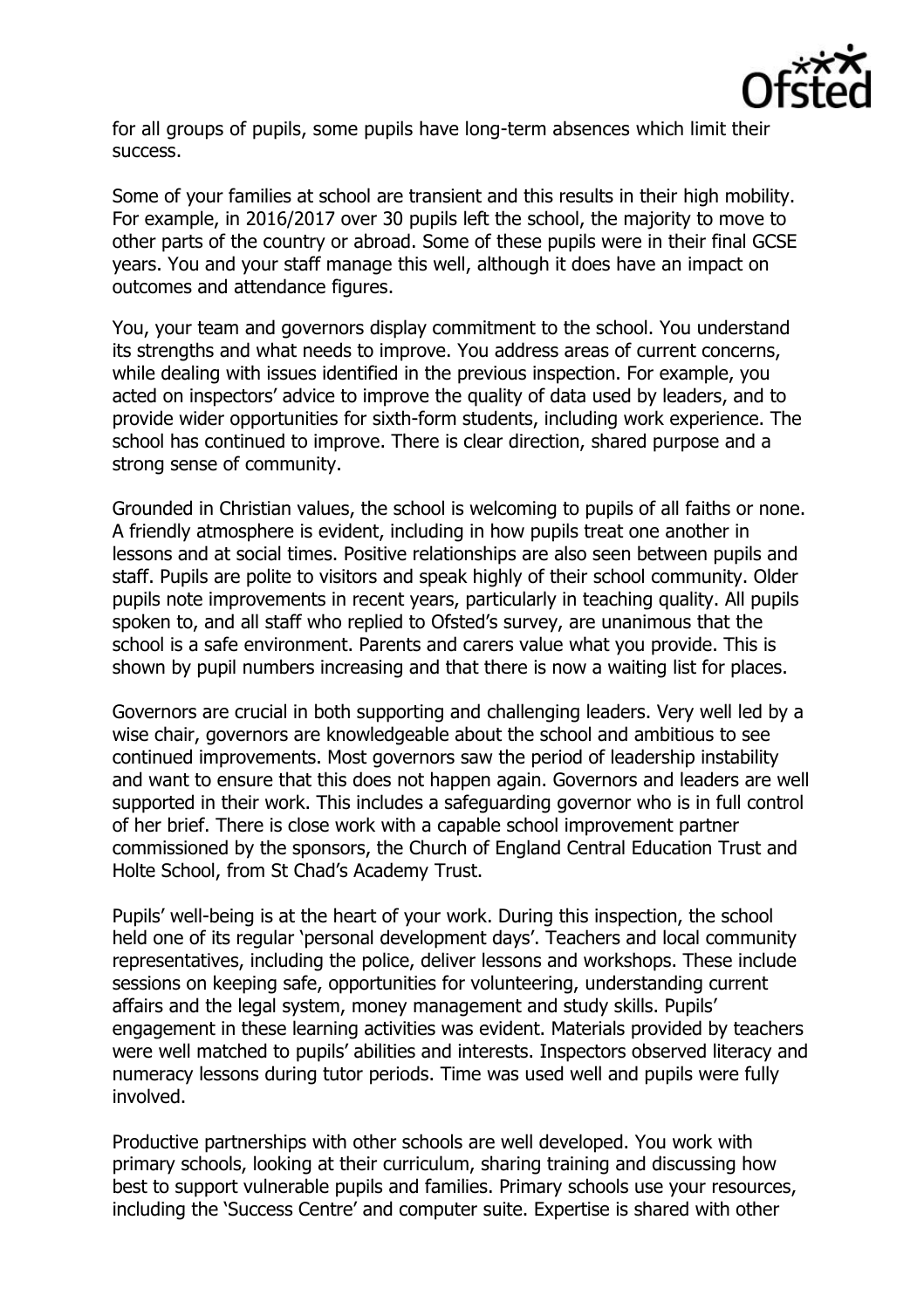for all groups of pupils, some pupils have long-term absences which limit their success.

Some of your families at school are transient and this results in their high mobility. For example, in 2016/2017 over 30 pupils left the school, the majority to move to other parts of the country or abroad. Some of these pupils were in their final GCSE years. You and your staff manage this well, although it does have an impact on outcomes and attendance figures.

You, your team and governors display commitment to the school. You understand its strengths and what needs to improve. You address areas of current concerns, while dealing with issues identified in the previous inspection. For example, you acted on inspectors' advice to improve the quality of data used by leaders, and to provide wider opportunities for sixth-form students, including work experience. The school has continued to improve. There is clear direction, shared purpose and a strong sense of community.

Grounded in Christian values, the school is welcoming to pupils of all faiths or none. A friendly atmosphere is evident, including in how pupils treat one another in lessons and at social times. Positive relationships are also seen between pupils and staff. Pupils are polite to visitors and speak highly of their school community. Older pupils note improvements in recent years, particularly in teaching quality. All pupils spoken to, and all staff who replied to Ofsted's survey, are unanimous that the school is a safe environment. Parents and carers value what you provide. This is shown by pupil numbers increasing and that there is now a waiting list for places.

Governors are crucial in both supporting and challenging leaders. Very well led by a wise chair, governors are knowledgeable about the school and ambitious to see continued improvements. Most governors saw the period of leadership instability and want to ensure that this does not happen again. Governors and leaders are well supported in their work. This includes a safeguarding governor who is in full control of her brief. There is close work with a capable school improvement partner commissioned by the sponsors, the Church of England Central Education Trust and Holte School, from St Chad's Academy Trust.

Pupils' well-being is at the heart of your work. During this inspection, the school held one of its regular 'personal development days'. Teachers and local community representatives, including the police, deliver lessons and workshops. These include sessions on keeping safe, opportunities for volunteering, understanding current affairs and the legal system, money management and study skills. Pupils' engagement in these learning activities was evident. Materials provided by teachers were well matched to pupils' abilities and interests. Inspectors observed literacy and numeracy lessons during tutor periods. Time was used well and pupils were fully involved.

Productive partnerships with other schools are well developed. You work with primary schools, looking at their curriculum, sharing training and discussing how best to support vulnerable pupils and families. Primary schools use your resources, including the 'Success Centre' and computer suite. Expertise is shared with other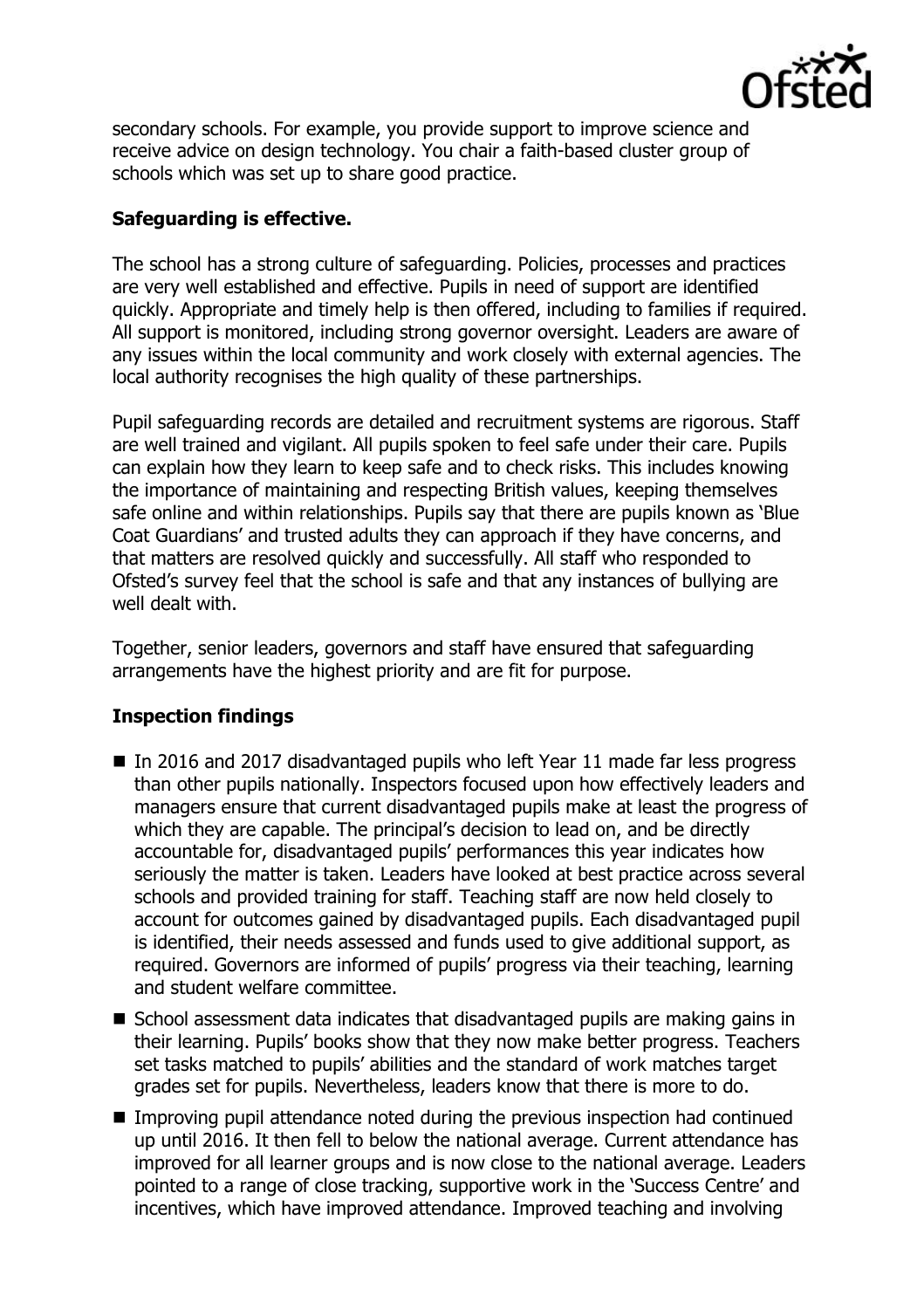secondary schools. For example, you provide support to improve science and receive advice on design technology. You chair a faith-based cluster group of schools which was set up to share good practice.

**Safeguarding is effective.**

The school has a strong culture of safeguarding. Policies, processes and practices are very well established and effective. Pupils in need of support are identified quickly. Appropriate and timely help is then offered, including to families if required. All support is monitored, including strong governor oversight. Leaders are aware of any issues within the local community and work closely with external agencies. The local authority recognises the high quality of these partnerships.

Pupil safeguarding records are detailed and recruitment systems are rigorous. Staff are well trained and vigilant. All pupils spoken to feel safe under their care. Pupils can explain how they learn to keep safe and to check risks. This includes knowing the importance of maintaining and respecting British values, keeping themselves safe online and within relationships. Pupils say that there are pupils known as 'Blue Coat Guardians' and trusted adults they can approach if they have concerns, and that matters are resolved quickly and successfully. All staff who responded to Ofsted's survey feel that the school is safe and that any instances of bullying are well dealt with.

Together, senior leaders, governors and staff have ensured that safeguarding arrangements have the highest priority and are fit for purpose.

## Inspection findings

- In 2016 and 2017 disadvantaged pupils who left Year 11 made far less progress than other pupils nationally. Inspectors focused upon how effectively leaders and managers ensure that current disadvantaged pupils make at least the progress of which they are capable. The principal's decision to lead on, and be directly accountable for, disadvantaged pupils' performances this year indicates how seriously the matter is taken. Leaders have looked at best practice across several schools and provided training for staff. Teaching staff are now held closely to account for outcomes gained by disadvantaged pupils. Each disadvantaged pupil is identified, their needs assessed and funds used to give additional support, as required. Governors are informed of pupils' progress via their teaching, learning and student welfare committee.
- School assessment data indicates that disadvantaged pupils are making gains in their learning. Pupils' books show that they now make better progress. Teachers set tasks matched to pupils' abilities and the standard of work matches target grades set for pupils. Nevertheless, leaders know that there is more to do.
- Improving pupil attendance noted during the previous inspection had continued up until 2016. It then fell to below the national average. Current attendance has improved for all learner groups and is now close to the national average. Leaders pointed to a range of close tracking, supportive work in the 'Success Centre' and incentives, which have improved attendance. Improved teaching and involving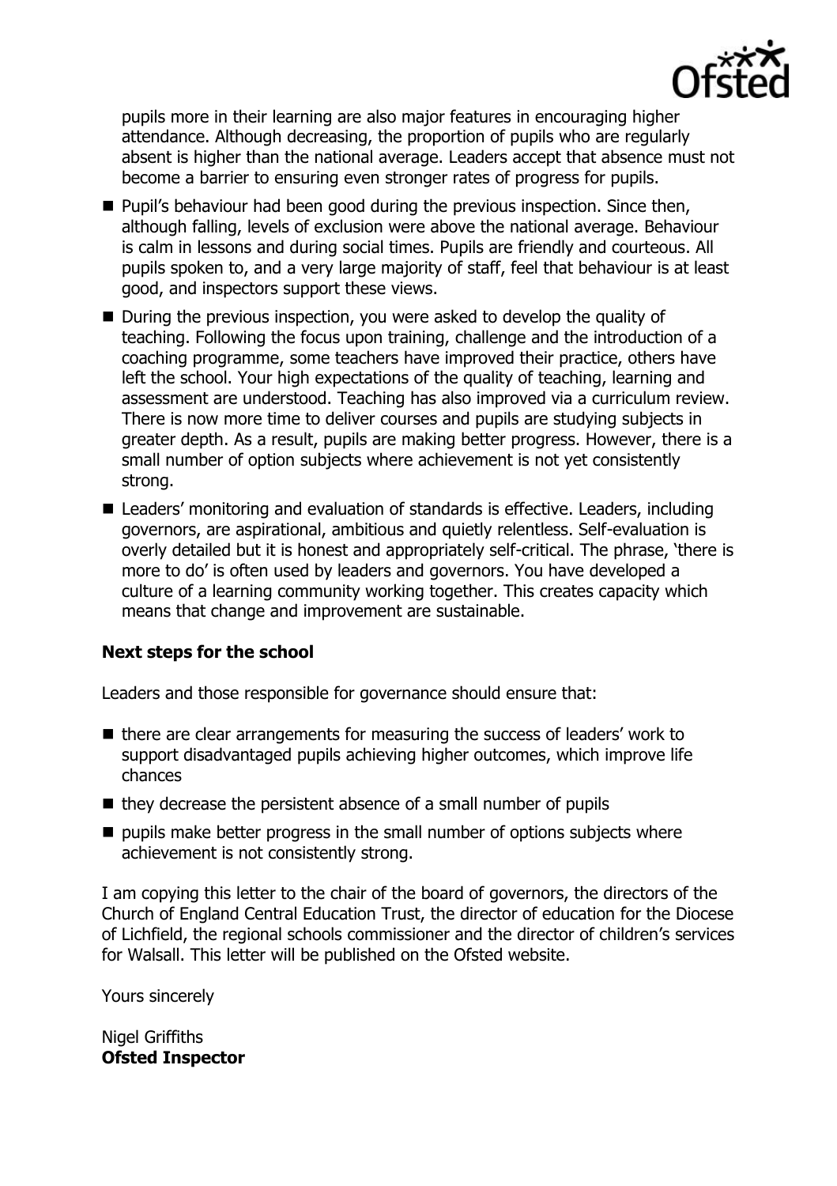pupils more in their learning are also major features in encouraging higher attendance. Although decreasing, the proportion of pupils who are regularly absent is higher than the national average. Leaders accept that absence must not become a barrier to ensuring even stronger rates of progress for pupils.

- Pupil's behaviour had been good during the previous inspection. Since then, although falling, levels of exclusion were above the national average. Behaviour is calm in lessons and during social times. Pupils are friendly and courteous. All pupils spoken to, and a very large majority of staff, feel that behaviour is at least good, and inspectors support these views.
- During the previous inspection, you were asked to develop the quality of teaching. Following the focus upon training, challenge and the introduction of a coaching programme, some teachers have improved their practice, others have left the school. Your high expectations of the quality of teaching, learning and assessment are understood. Teaching has also improved via a curriculum review. There is now more time to deliver courses and pupils are studying subjects in greater depth. As a result, pupils are making better progress. However, there is a small number of option subjects where achievement is not yet consistently strong.
- Leaders' monitoring and evaluation of standards is effective. Leaders, including governors, are aspirational, ambitious and quietly relentless. Self-evaluation is overly detailed but it is honest and appropriately self-critical. The phrase, 'there is more to do' is often used by leaders and governors. You have developed a culture of a learning community working together. This creates capacity which means that change and improvement are sustainable.

**Next steps for the school**

Leaders and those responsible for governance should ensure that:

- there are clear arrangements for measuring the success of leaders' work to support disadvantaged pupils achieving higher outcomes, which improve life chances
- they decrease the persistent absence of a small number of pupils
- pupils make better progress in the small number of options subjects where achievement is not consistently strong.

I am copying this letter to the chair of the board of governors, the directors of the Church of England Central Education Trust, the director of education for the Diocese of Lichfield, the regional schools commissioner and the director of children's services for Walsall. This letter will be published on the Ofsted website.

Yours sincerely

Nigel Griffiths
**Ofsted Inspector**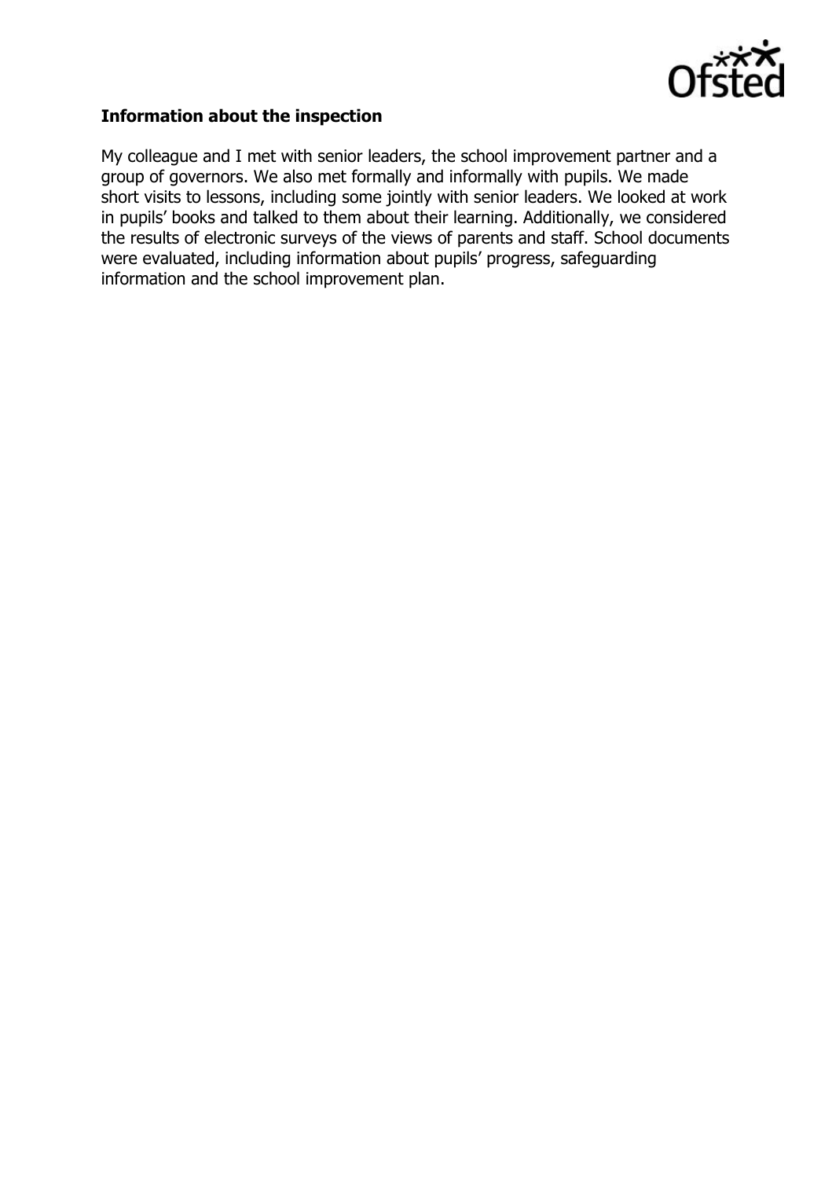**Information about the inspection**

My colleague and I met with senior leaders, the school improvement partner and a group of governors. We also met formally and informally with pupils. We made short visits to lessons, including some jointly with senior leaders. We looked at work in pupils' books and talked to them about their learning. Additionally, we considered the results of electronic surveys of the views of parents and staff. School documents were evaluated, including information about pupils' progress, safeguarding information and the school improvement plan.